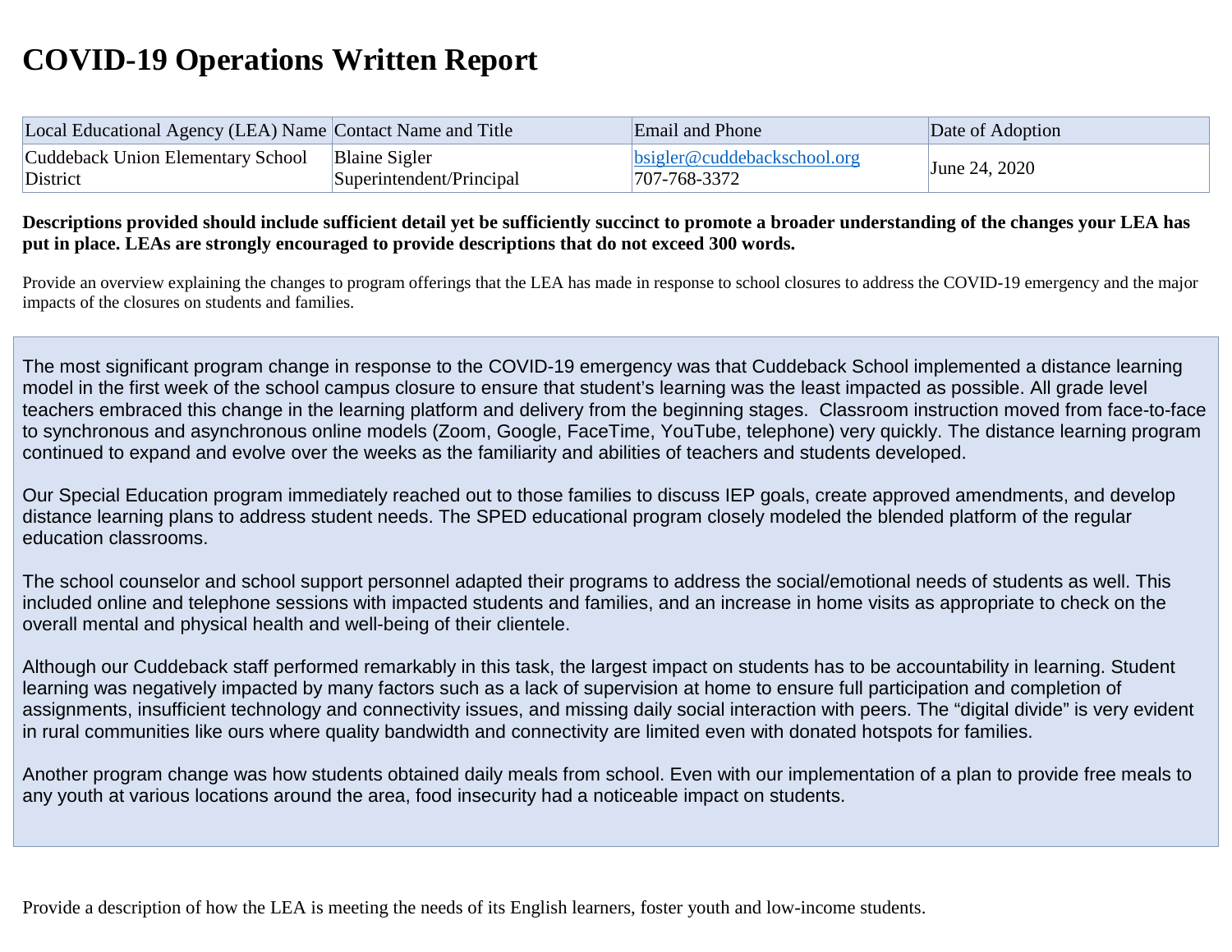# COVID-19 Operations Written Report

| Local Educational Agency (LEA) Name | Contact Name and Title | Email and Phone | Date of Adoption |
|---|---|---|---|
| Cuddeback Union Elementary School District | Blaine Sigler Superintendent/Principal | bsigler@cuddebackschool.org 707-768-3372 | June 24, 2020 |

**Descriptions provided should include sufficient detail yet be sufficiently succinct to promote a broader understanding of the changes your LEA has put in place. LEAs are strongly encouraged to provide descriptions that do not exceed 300 words.**

Provide an overview explaining the changes to program offerings that the LEA has made in response to school closures to address the COVID-19 emergency and the major impacts of the closures on students and families.

The most significant program change in response to the COVID-19 emergency was that Cuddeback School implemented a distance learning model in the first week of the school campus closure to ensure that student's learning was the least impacted as possible. All grade level teachers embraced this change in the learning platform and delivery from the beginning stages. Classroom instruction moved from face-to-face to synchronous and asynchronous online models (Zoom, Google, FaceTime, YouTube, telephone) very quickly. The distance learning program continued to expand and evolve over the weeks as the familiarity and abilities of teachers and students developed.

Our Special Education program immediately reached out to those families to discuss IEP goals, create approved amendments, and develop distance learning plans to address student needs. The SPED educational program closely modeled the blended platform of the regular education classrooms.

The school counselor and school support personnel adapted their programs to address the social/emotional needs of students as well. This included online and telephone sessions with impacted students and families, and an increase in home visits as appropriate to check on the overall mental and physical health and well-being of their clientele.

Although our Cuddeback staff performed remarkably in this task, the largest impact on students has to be accountability in learning. Student learning was negatively impacted by many factors such as a lack of supervision at home to ensure full participation and completion of assignments, insufficient technology and connectivity issues, and missing daily social interaction with peers. The "digital divide" is very evident in rural communities like ours where quality bandwidth and connectivity are limited even with donated hotspots for families.

Another program change was how students obtained daily meals from school. Even with our implementation of a plan to provide free meals to any youth at various locations around the area, food insecurity had a noticeable impact on students.

Provide a description of how the LEA is meeting the needs of its English learners, foster youth and low-income students.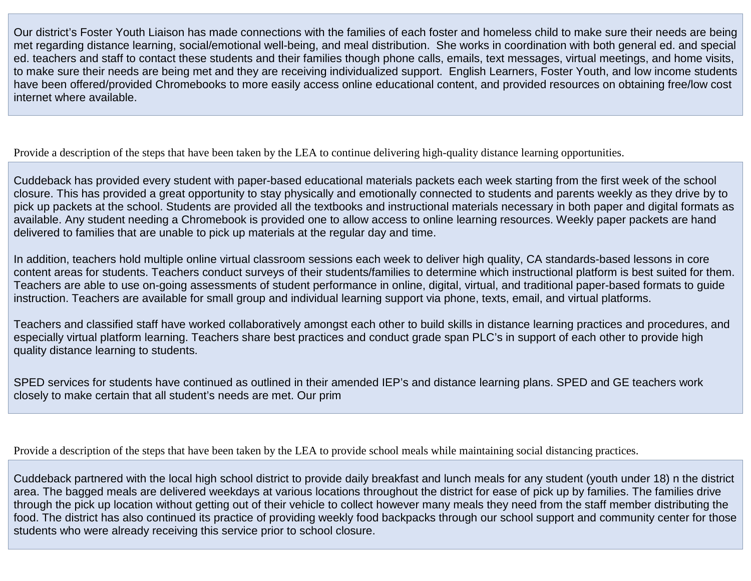Our district's Foster Youth Liaison has made connections with the families of each foster and homeless child to make sure their needs are being met regarding distance learning, social/emotional well-being, and meal distribution. She works in coordination with both general ed. and special ed. teachers and staff to contact these students and their families though phone calls, emails, text messages, virtual meetings, and home visits, to make sure their needs are being met and they are receiving individualized support. English Learners, Foster Youth, and low income students have been offered/provided Chromebooks to more easily access online educational content, and provided resources on obtaining free/low cost internet where available.

Provide a description of the steps that have been taken by the LEA to continue delivering high-quality distance learning opportunities.

Cuddeback has provided every student with paper-based educational materials packets each week starting from the first week of the school closure. This has provided a great opportunity to stay physically and emotionally connected to students and parents weekly as they drive by to pick up packets at the school. Students are provided all the textbooks and instructional materials necessary in both paper and digital formats as available. Any student needing a Chromebook is provided one to allow access to online learning resources. Weekly paper packets are hand delivered to families that are unable to pick up materials at the regular day and time.

In addition, teachers hold multiple online virtual classroom sessions each week to deliver high quality, CA standards-based lessons in core content areas for students. Teachers conduct surveys of their students/families to determine which instructional platform is best suited for them. Teachers are able to use on-going assessments of student performance in online, digital, virtual, and traditional paper-based formats to guide instruction. Teachers are available for small group and individual learning support via phone, texts, email, and virtual platforms.

Teachers and classified staff have worked collaboratively amongst each other to build skills in distance learning practices and procedures, and especially virtual platform learning. Teachers share best practices and conduct grade span PLC's in support of each other to provide high quality distance learning to students.

SPED services for students have continued as outlined in their amended IEP's and distance learning plans. SPED and GE teachers work closely to make certain that all student's needs are met. Our prim

Provide a description of the steps that have been taken by the LEA to provide school meals while maintaining social distancing practices.

Cuddeback partnered with the local high school district to provide daily breakfast and lunch meals for any student (youth under 18) n the district area. The bagged meals are delivered weekdays at various locations throughout the district for ease of pick up by families. The families drive through the pick up location without getting out of their vehicle to collect however many meals they need from the staff member distributing the food. The district has also continued its practice of providing weekly food backpacks through our school support and community center for those students who were already receiving this service prior to school closure.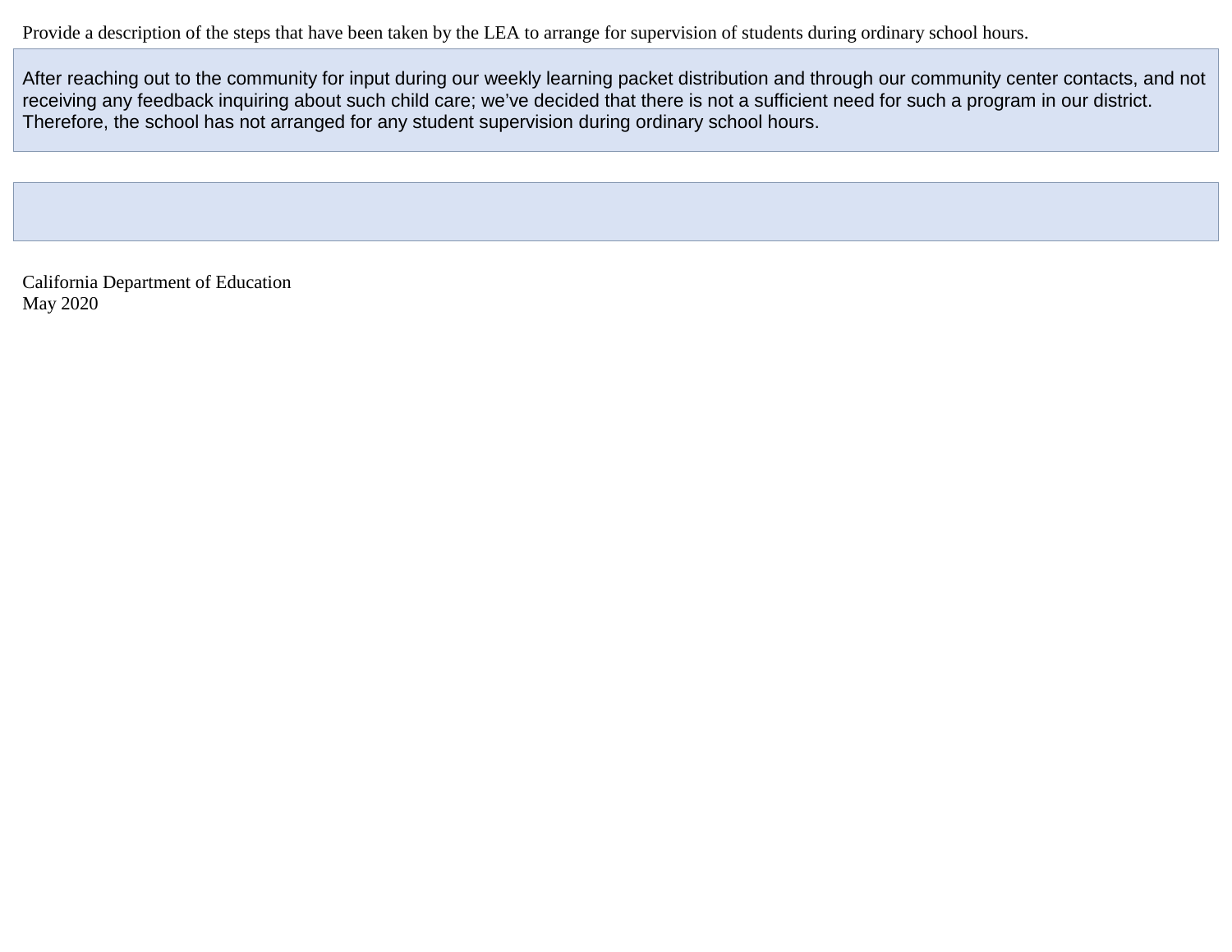Provide a description of the steps that have been taken by the LEA to arrange for supervision of students during ordinary school hours.

| |
|---|
| After reaching out to the community for input during our weekly learning packet distribution and through our community center contacts, and not receiving any feedback inquiring about such child care; we've decided that there is not a sufficient need for such a program in our district. Therefore, the school has not arranged for any student supervision during ordinary school hours. |

| |
|---|
| |

California Department of Education
May 2020